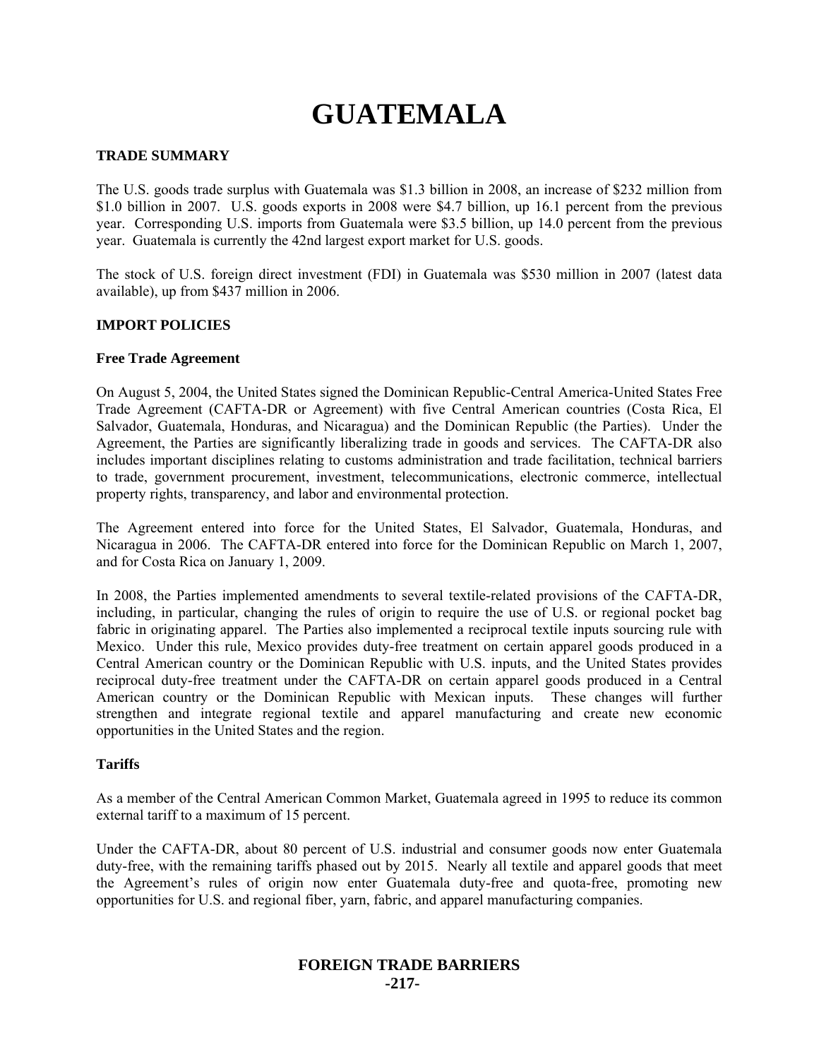# GUATEMALA

## TRADE SUMMARY

The U.S. goods trade surplus with Guatemala was $1.3 billion in 2008, an increase of $232 million from $1.0 billion in 2007. U.S. goods exports in 2008 were $4.7 billion, up 16.1 percent from the previous year. Corresponding U.S. imports from Guatemala were $3.5 billion, up 14.0 percent from the previous year. Guatemala is currently the 42nd largest export market for U.S. goods.

The stock of U.S. foreign direct investment (FDI) in Guatemala was $530 million in 2007 (latest data available), up from $437 million in 2006.

## IMPORT POLICIES

### Free Trade Agreement

On August 5, 2004, the United States signed the Dominican Republic-Central America-United States Free Trade Agreement (CAFTA-DR or Agreement) with five Central American countries (Costa Rica, El Salvador, Guatemala, Honduras, and Nicaragua) and the Dominican Republic (the Parties). Under the Agreement, the Parties are significantly liberalizing trade in goods and services. The CAFTA-DR also includes important disciplines relating to customs administration and trade facilitation, technical barriers to trade, government procurement, investment, telecommunications, electronic commerce, intellectual property rights, transparency, and labor and environmental protection.

The Agreement entered into force for the United States, El Salvador, Guatemala, Honduras, and Nicaragua in 2006. The CAFTA-DR entered into force for the Dominican Republic on March 1, 2007, and for Costa Rica on January 1, 2009.

In 2008, the Parties implemented amendments to several textile-related provisions of the CAFTA-DR, including, in particular, changing the rules of origin to require the use of U.S. or regional pocket bag fabric in originating apparel. The Parties also implemented a reciprocal textile inputs sourcing rule with Mexico. Under this rule, Mexico provides duty-free treatment on certain apparel goods produced in a Central American country or the Dominican Republic with U.S. inputs, and the United States provides reciprocal duty-free treatment under the CAFTA-DR on certain apparel goods produced in a Central American country or the Dominican Republic with Mexican inputs. These changes will further strengthen and integrate regional textile and apparel manufacturing and create new economic opportunities in the United States and the region.

### Tariffs

As a member of the Central American Common Market, Guatemala agreed in 1995 to reduce its common external tariff to a maximum of 15 percent.

Under the CAFTA-DR, about 80 percent of U.S. industrial and consumer goods now enter Guatemala duty-free, with the remaining tariffs phased out by 2015. Nearly all textile and apparel goods that meet the Agreement's rules of origin now enter Guatemala duty-free and quota-free, promoting new opportunities for U.S. and regional fiber, yarn, fabric, and apparel manufacturing companies.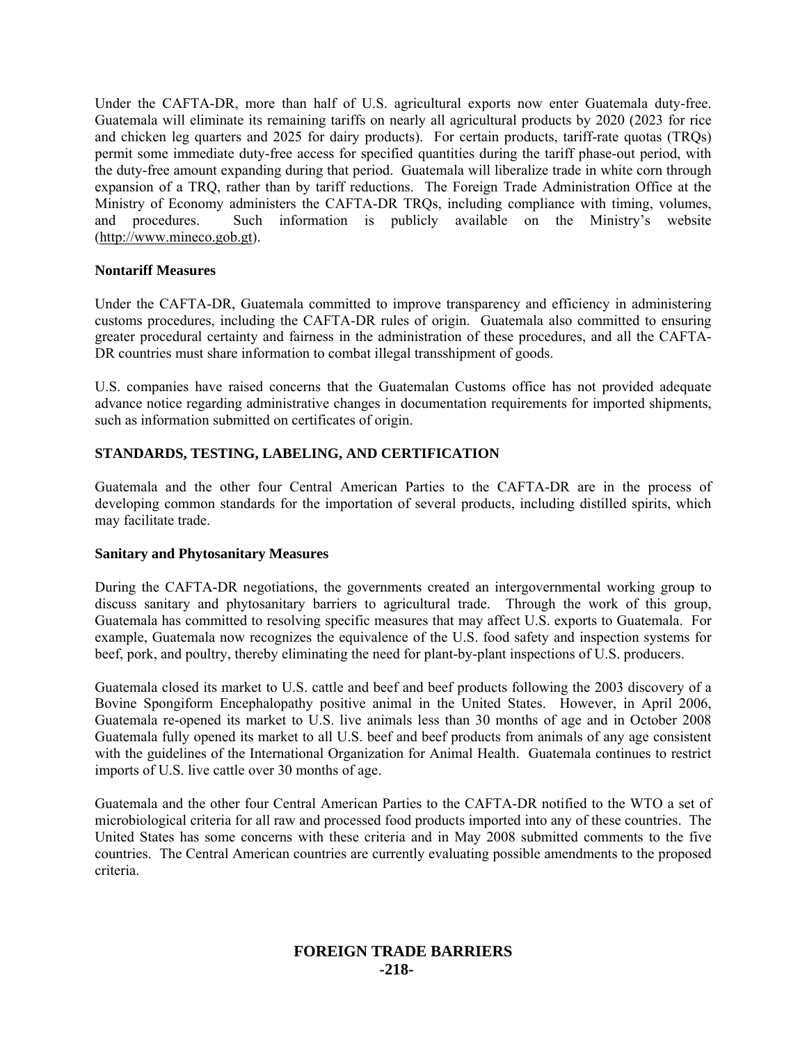Under the CAFTA-DR, more than half of U.S. agricultural exports now enter Guatemala duty-free. Guatemala will eliminate its remaining tariffs on nearly all agricultural products by 2020 (2023 for rice and chicken leg quarters and 2025 for dairy products). For certain products, tariff-rate quotas (TRQs) permit some immediate duty-free access for specified quantities during the tariff phase-out period, with the duty-free amount expanding during that period. Guatemala will liberalize trade in white corn through expansion of a TRQ, rather than by tariff reductions. The Foreign Trade Administration Office at the Ministry of Economy administers the CAFTA-DR TRQs, including compliance with timing, volumes, and procedures. Such information is publicly available on the Ministry's website (http://www.mineco.gob.gt).

**Nontariff Measures**

Under the CAFTA-DR, Guatemala committed to improve transparency and efficiency in administering customs procedures, including the CAFTA-DR rules of origin. Guatemala also committed to ensuring greater procedural certainty and fairness in the administration of these procedures, and all the CAFTA-DR countries must share information to combat illegal transshipment of goods.

U.S. companies have raised concerns that the Guatemalan Customs office has not provided adequate advance notice regarding administrative changes in documentation requirements for imported shipments, such as information submitted on certificates of origin.

## STANDARDS, TESTING, LABELING, AND CERTIFICATION

Guatemala and the other four Central American Parties to the CAFTA-DR are in the process of developing common standards for the importation of several products, including distilled spirits, which may facilitate trade.

**Sanitary and Phytosanitary Measures**

During the CAFTA-DR negotiations, the governments created an intergovernmental working group to discuss sanitary and phytosanitary barriers to agricultural trade. Through the work of this group, Guatemala has committed to resolving specific measures that may affect U.S. exports to Guatemala. For example, Guatemala now recognizes the equivalence of the U.S. food safety and inspection systems for beef, pork, and poultry, thereby eliminating the need for plant-by-plant inspections of U.S. producers.

Guatemala closed its market to U.S. cattle and beef and beef products following the 2003 discovery of a Bovine Spongiform Encephalopathy positive animal in the United States. However, in April 2006, Guatemala re-opened its market to U.S. live animals less than 30 months of age and in October 2008 Guatemala fully opened its market to all U.S. beef and beef products from animals of any age consistent with the guidelines of the International Organization for Animal Health. Guatemala continues to restrict imports of U.S. live cattle over 30 months of age.

Guatemala and the other four Central American Parties to the CAFTA-DR notified to the WTO a set of microbiological criteria for all raw and processed food products imported into any of these countries. The United States has some concerns with these criteria and in May 2008 submitted comments to the five countries. The Central American countries are currently evaluating possible amendments to the proposed criteria.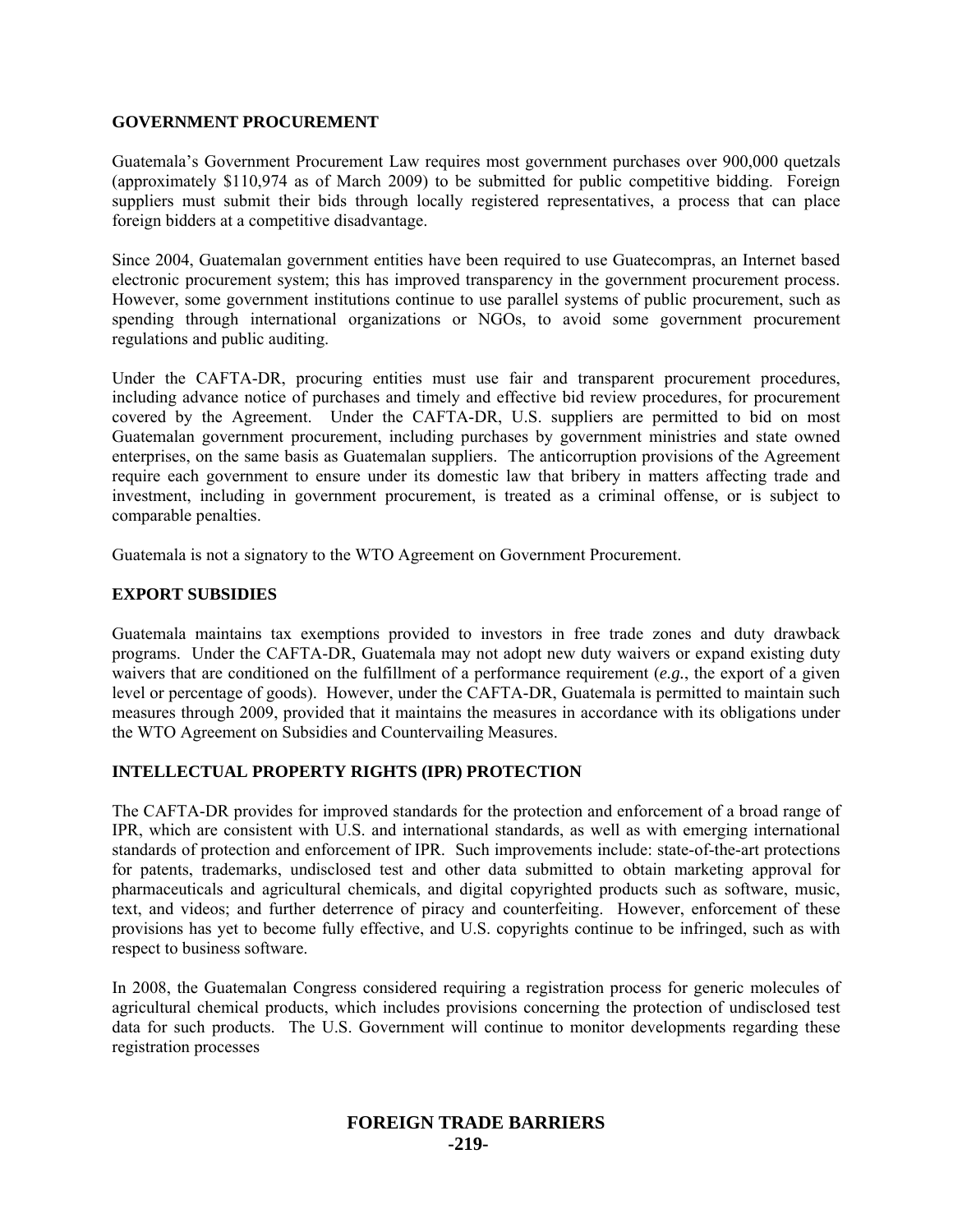## GOVERNMENT PROCUREMENT

Guatemala's Government Procurement Law requires most government purchases over 900,000 quetzals (approximately $110,974 as of March 2009) to be submitted for public competitive bidding. Foreign suppliers must submit their bids through locally registered representatives, a process that can place foreign bidders at a competitive disadvantage.

Since 2004, Guatemalan government entities have been required to use Guatecompras, an Internet based electronic procurement system; this has improved transparency in the government procurement process. However, some government institutions continue to use parallel systems of public procurement, such as spending through international organizations or NGOs, to avoid some government procurement regulations and public auditing.

Under the CAFTA-DR, procuring entities must use fair and transparent procurement procedures, including advance notice of purchases and timely and effective bid review procedures, for procurement covered by the Agreement. Under the CAFTA-DR, U.S. suppliers are permitted to bid on most Guatemalan government procurement, including purchases by government ministries and state owned enterprises, on the same basis as Guatemalan suppliers. The anticorruption provisions of the Agreement require each government to ensure under its domestic law that bribery in matters affecting trade and investment, including in government procurement, is treated as a criminal offense, or is subject to comparable penalties.

Guatemala is not a signatory to the WTO Agreement on Government Procurement.

## EXPORT SUBSIDIES

Guatemala maintains tax exemptions provided to investors in free trade zones and duty drawback programs. Under the CAFTA-DR, Guatemala may not adopt new duty waivers or expand existing duty waivers that are conditioned on the fulfillment of a performance requirement (*e.g.*, the export of a given level or percentage of goods). However, under the CAFTA-DR, Guatemala is permitted to maintain such measures through 2009, provided that it maintains the measures in accordance with its obligations under the WTO Agreement on Subsidies and Countervailing Measures.

## INTELLECTUAL PROPERTY RIGHTS (IPR) PROTECTION

The CAFTA-DR provides for improved standards for the protection and enforcement of a broad range of IPR, which are consistent with U.S. and international standards, as well as with emerging international standards of protection and enforcement of IPR. Such improvements include: state-of-the-art protections for patents, trademarks, undisclosed test and other data submitted to obtain marketing approval for pharmaceuticals and agricultural chemicals, and digital copyrighted products such as software, music, text, and videos; and further deterrence of piracy and counterfeiting. However, enforcement of these provisions has yet to become fully effective, and U.S. copyrights continue to be infringed, such as with respect to business software.

In 2008, the Guatemalan Congress considered requiring a registration process for generic molecules of agricultural chemical products, which includes provisions concerning the protection of undisclosed test data for such products. The U.S. Government will continue to monitor developments regarding these registration processes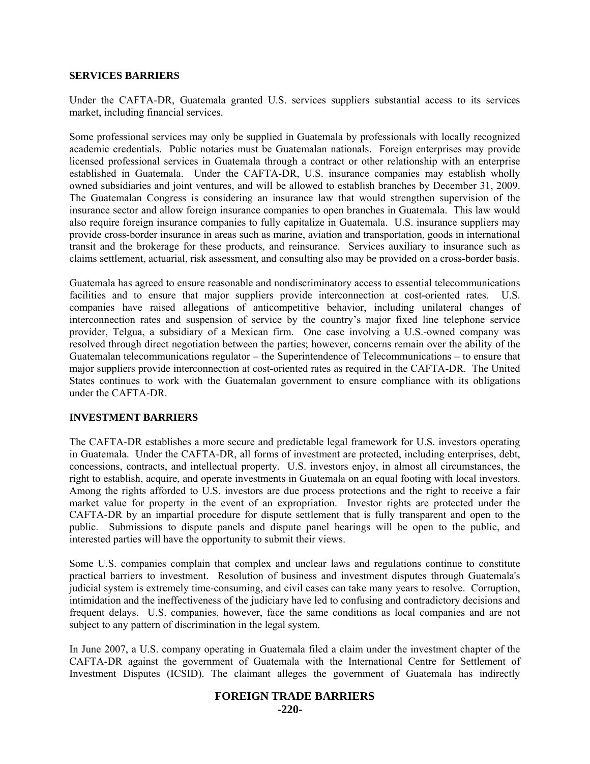**SERVICES BARRIERS**

Under the CAFTA-DR, Guatemala granted U.S. services suppliers substantial access to its services market, including financial services.

Some professional services may only be supplied in Guatemala by professionals with locally recognized academic credentials. Public notaries must be Guatemalan nationals. Foreign enterprises may provide licensed professional services in Guatemala through a contract or other relationship with an enterprise established in Guatemala. Under the CAFTA-DR, U.S. insurance companies may establish wholly owned subsidiaries and joint ventures, and will be allowed to establish branches by December 31, 2009. The Guatemalan Congress is considering an insurance law that would strengthen supervision of the insurance sector and allow foreign insurance companies to open branches in Guatemala. This law would also require foreign insurance companies to fully capitalize in Guatemala. U.S. insurance suppliers may provide cross-border insurance in areas such as marine, aviation and transportation, goods in international transit and the brokerage for these products, and reinsurance. Services auxiliary to insurance such as claims settlement, actuarial, risk assessment, and consulting also may be provided on a cross-border basis.

Guatemala has agreed to ensure reasonable and nondiscriminatory access to essential telecommunications facilities and to ensure that major suppliers provide interconnection at cost-oriented rates. U.S. companies have raised allegations of anticompetitive behavior, including unilateral changes of interconnection rates and suspension of service by the country's major fixed line telephone service provider, Telgua, a subsidiary of a Mexican firm. One case involving a U.S.-owned company was resolved through direct negotiation between the parties; however, concerns remain over the ability of the Guatemalan telecommunications regulator – the Superintendence of Telecommunications – to ensure that major suppliers provide interconnection at cost-oriented rates as required in the CAFTA-DR. The United States continues to work with the Guatemalan government to ensure compliance with its obligations under the CAFTA-DR.

**INVESTMENT BARRIERS**

The CAFTA-DR establishes a more secure and predictable legal framework for U.S. investors operating in Guatemala. Under the CAFTA-DR, all forms of investment are protected, including enterprises, debt, concessions, contracts, and intellectual property. U.S. investors enjoy, in almost all circumstances, the right to establish, acquire, and operate investments in Guatemala on an equal footing with local investors. Among the rights afforded to U.S. investors are due process protections and the right to receive a fair market value for property in the event of an expropriation. Investor rights are protected under the CAFTA-DR by an impartial procedure for dispute settlement that is fully transparent and open to the public. Submissions to dispute panels and dispute panel hearings will be open to the public, and interested parties will have the opportunity to submit their views.

Some U.S. companies complain that complex and unclear laws and regulations continue to constitute practical barriers to investment. Resolution of business and investment disputes through Guatemala's judicial system is extremely time-consuming, and civil cases can take many years to resolve. Corruption, intimidation and the ineffectiveness of the judiciary have led to confusing and contradictory decisions and frequent delays. U.S. companies, however, face the same conditions as local companies and are not subject to any pattern of discrimination in the legal system.

In June 2007, a U.S. company operating in Guatemala filed a claim under the investment chapter of the CAFTA-DR against the government of Guatemala with the International Centre for Settlement of Investment Disputes (ICSID). The claimant alleges the government of Guatemala has indirectly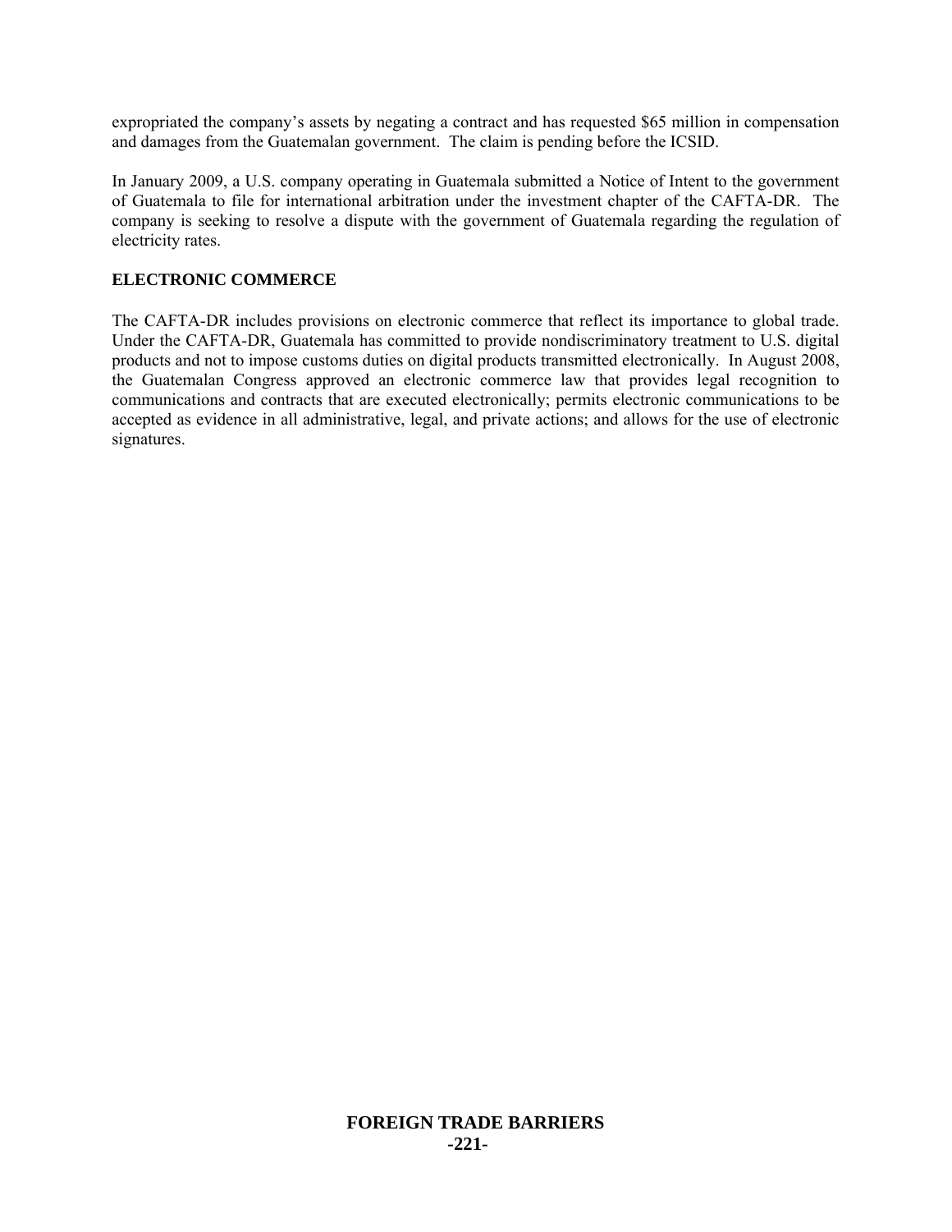expropriated the company's assets by negating a contract and has requested $65 million in compensation and damages from the Guatemalan government. The claim is pending before the ICSID.

In January 2009, a U.S. company operating in Guatemala submitted a Notice of Intent to the government of Guatemala to file for international arbitration under the investment chapter of the CAFTA-DR. The company is seeking to resolve a dispute with the government of Guatemala regarding the regulation of electricity rates.

**ELECTRONIC COMMERCE**

The CAFTA-DR includes provisions on electronic commerce that reflect its importance to global trade. Under the CAFTA-DR, Guatemala has committed to provide nondiscriminatory treatment to U.S. digital products and not to impose customs duties on digital products transmitted electronically. In August 2008, the Guatemalan Congress approved an electronic commerce law that provides legal recognition to communications and contracts that are executed electronically; permits electronic communications to be accepted as evidence in all administrative, legal, and private actions; and allows for the use of electronic signatures.